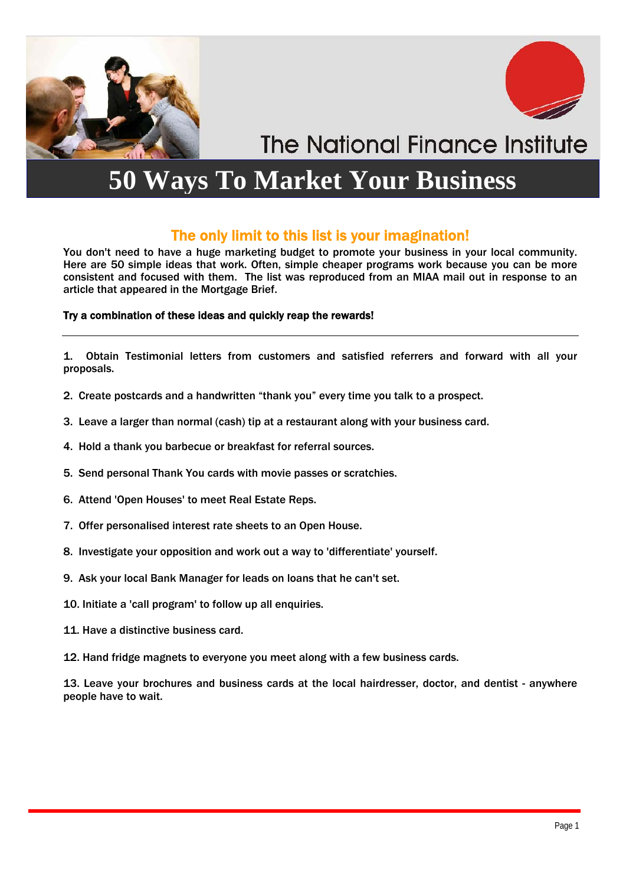The National Finance Institute

# 50 Ways To Market Your Business

## The only limit to this list is your imagination!

You don't need to have a huge marketing budget to promote your business in your local community. Here are 50 simple ideas that work. Often, simple cheaper programs work because you can be more consistent and focused with them. The list was reproduced from an MIAA mail out in response to an article that appeared in the Mortgage Brief.

**Try a combination of these ideas and quickly reap the rewards!**

---

1. Obtain Testimonial letters from customers and satisfied referrers and forward with all your proposals.

2. Create postcards and a handwritten "thank you" every time you talk to a prospect.

3. Leave a larger than normal (cash) tip at a restaurant along with your business card.

4. Hold a thank you barbecue or breakfast for referral sources.

5. Send personal Thank You cards with movie passes or scratchies.

6. Attend 'Open Houses' to meet Real Estate Reps.

7. Offer personalised interest rate sheets to an Open House.

8. Investigate your opposition and work out a way to 'differentiate' yourself.

9. Ask your local Bank Manager for leads on loans that he can't set.

10. Initiate a 'call program' to follow up all enquiries.

11. Have a distinctive business card.

12. Hand fridge magnets to everyone you meet along with a few business cards.

13. Leave your brochures and business cards at the local hairdresser, doctor, and dentist - anywhere people have to wait.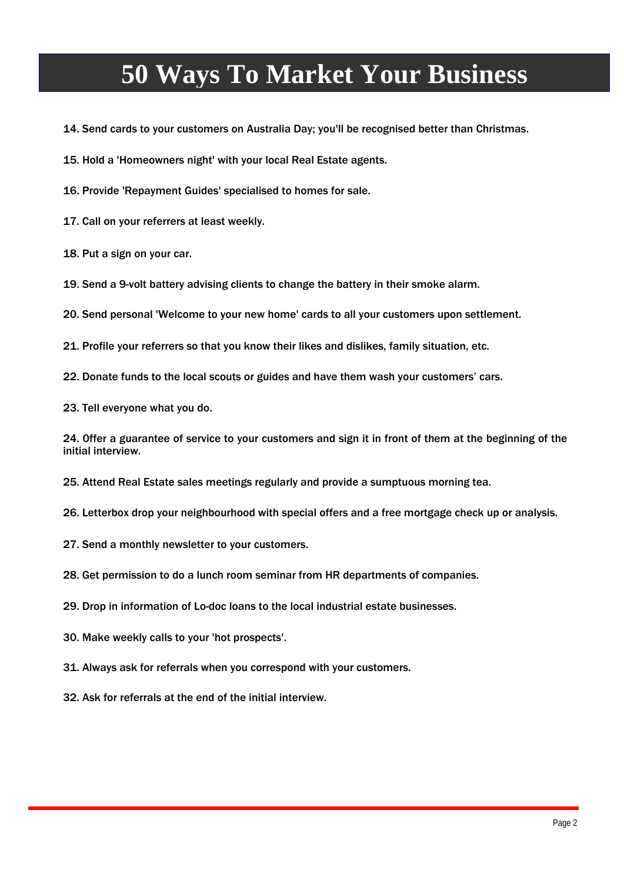# 50 Ways To Market Your Business

14. Send cards to your customers on Australia Day; you'll be recognised better than Christmas.

15. Hold a 'Homeowners night' with your local Real Estate agents.

16. Provide 'Repayment Guides' specialised to homes for sale.

17. Call on your referrers at least weekly.

18. Put a sign on your car.

19. Send a 9-volt battery advising clients to change the battery in their smoke alarm.

20. Send personal 'Welcome to your new home' cards to all your customers upon settlement.

21. Profile your referrers so that you know their likes and dislikes, family situation, etc.

22. Donate funds to the local scouts or guides and have them wash your customers' cars.

23. Tell everyone what you do.

24. Offer a guarantee of service to your customers and sign it in front of them at the beginning of the initial interview.

25. Attend Real Estate sales meetings regularly and provide a sumptuous morning tea.

26. Letterbox drop your neighbourhood with special offers and a free mortgage check up or analysis.

27. Send a monthly newsletter to your customers.

28. Get permission to do a lunch room seminar from HR departments of companies.

29. Drop in information of Lo-doc loans to the local industrial estate businesses.

30. Make weekly calls to your 'hot prospects'.

31. Always ask for referrals when you correspond with your customers.

32. Ask for referrals at the end of the initial interview.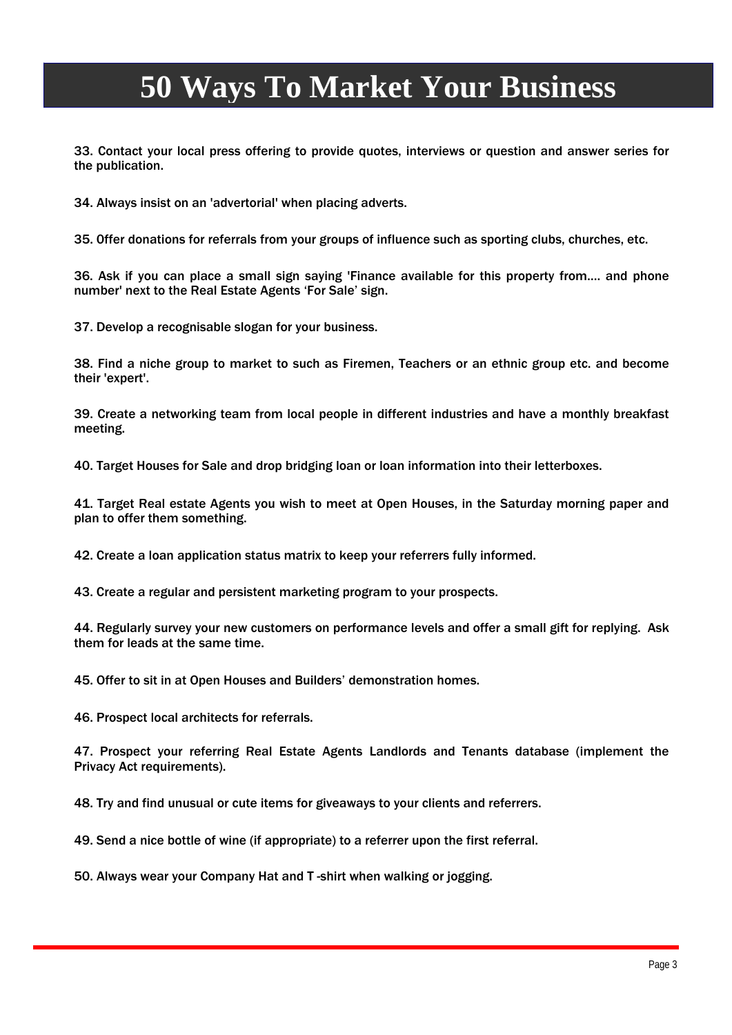# 50 Ways To Market Your Business

33. Contact your local press offering to provide quotes, interviews or question and answer series for the publication.

34. Always insist on an 'advertorial' when placing adverts.

35. Offer donations for referrals from your groups of influence such as sporting clubs, churches, etc.

36. Ask if you can place a small sign saying 'Finance available for this property from.... and phone number' next to the Real Estate Agents 'For Sale' sign.

37. Develop a recognisable slogan for your business.

38. Find a niche group to market to such as Firemen, Teachers or an ethnic group etc. and become their 'expert'.

39. Create a networking team from local people in different industries and have a monthly breakfast meeting.

40. Target Houses for Sale and drop bridging loan or loan information into their letterboxes.

41. Target Real estate Agents you wish to meet at Open Houses, in the Saturday morning paper and plan to offer them something.

42. Create a loan application status matrix to keep your referrers fully informed.

43. Create a regular and persistent marketing program to your prospects.

44. Regularly survey your new customers on performance levels and offer a small gift for replying. Ask them for leads at the same time.

45. Offer to sit in at Open Houses and Builders' demonstration homes.

46. Prospect local architects for referrals.

47. Prospect your referring Real Estate Agents Landlords and Tenants database (implement the Privacy Act requirements).

48. Try and find unusual or cute items for giveaways to your clients and referrers.

49. Send a nice bottle of wine (if appropriate) to a referrer upon the first referral.

50. Always wear your Company Hat and T-shirt when walking or jogging.